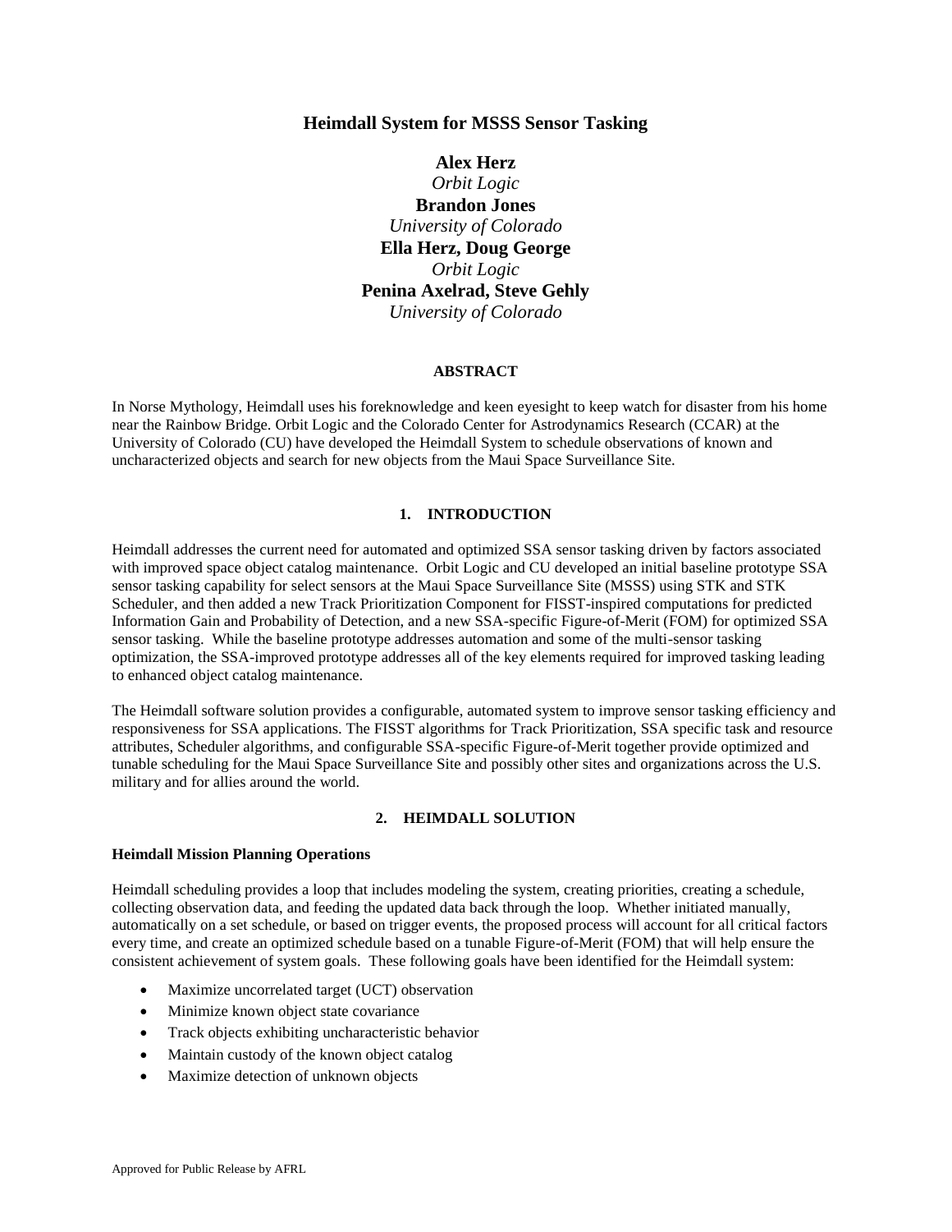# Heimdall System for MSSS Sensor Tasking

**Alex Herz**
*Orbit Logic*
**Brandon Jones**
*University of Colorado*
**Ella Herz, Doug George**
*Orbit Logic*
**Penina Axelrad, Steve Gehly**
*University of Colorado*

## ABSTRACT

In Norse Mythology, Heimdall uses his foreknowledge and keen eyesight to keep watch for disaster from his home near the Rainbow Bridge. Orbit Logic and the Colorado Center for Astrodynamics Research (CCAR) at the University of Colorado (CU) have developed the Heimdall System to schedule observations of known and uncharacterized objects and search for new objects from the Maui Space Surveillance Site.

## 1. INTRODUCTION

Heimdall addresses the current need for automated and optimized SSA sensor tasking driven by factors associated with improved space object catalog maintenance. Orbit Logic and CU developed an initial baseline prototype SSA sensor tasking capability for select sensors at the Maui Space Surveillance Site (MSSS) using STK and STK Scheduler, and then added a new Track Prioritization Component for FISST-inspired computations for predicted Information Gain and Probability of Detection, and a new SSA-specific Figure-of-Merit (FOM) for optimized SSA sensor tasking. While the baseline prototype addresses automation and some of the multi-sensor tasking optimization, the SSA-improved prototype addresses all of the key elements required for improved tasking leading to enhanced object catalog maintenance.

The Heimdall software solution provides a configurable, automated system to improve sensor tasking efficiency and responsiveness for SSA applications. The FISST algorithms for Track Prioritization, SSA specific task and resource attributes, Scheduler algorithms, and configurable SSA-specific Figure-of-Merit together provide optimized and tunable scheduling for the Maui Space Surveillance Site and possibly other sites and organizations across the U.S. military and for allies around the world.

## 2. HEIMDALL SOLUTION

### Heimdall Mission Planning Operations

Heimdall scheduling provides a loop that includes modeling the system, creating priorities, creating a schedule, collecting observation data, and feeding the updated data back through the loop. Whether initiated manually, automatically on a set schedule, or based on trigger events, the proposed process will account for all critical factors every time, and create an optimized schedule based on a tunable Figure-of-Merit (FOM) that will help ensure the consistent achievement of system goals. These following goals have been identified for the Heimdall system:

- Maximize uncorrelated target (UCT) observation
- Minimize known object state covariance
- Track objects exhibiting uncharacteristic behavior
- Maintain custody of the known object catalog
- Maximize detection of unknown objects

Approved for Public Release by AFRL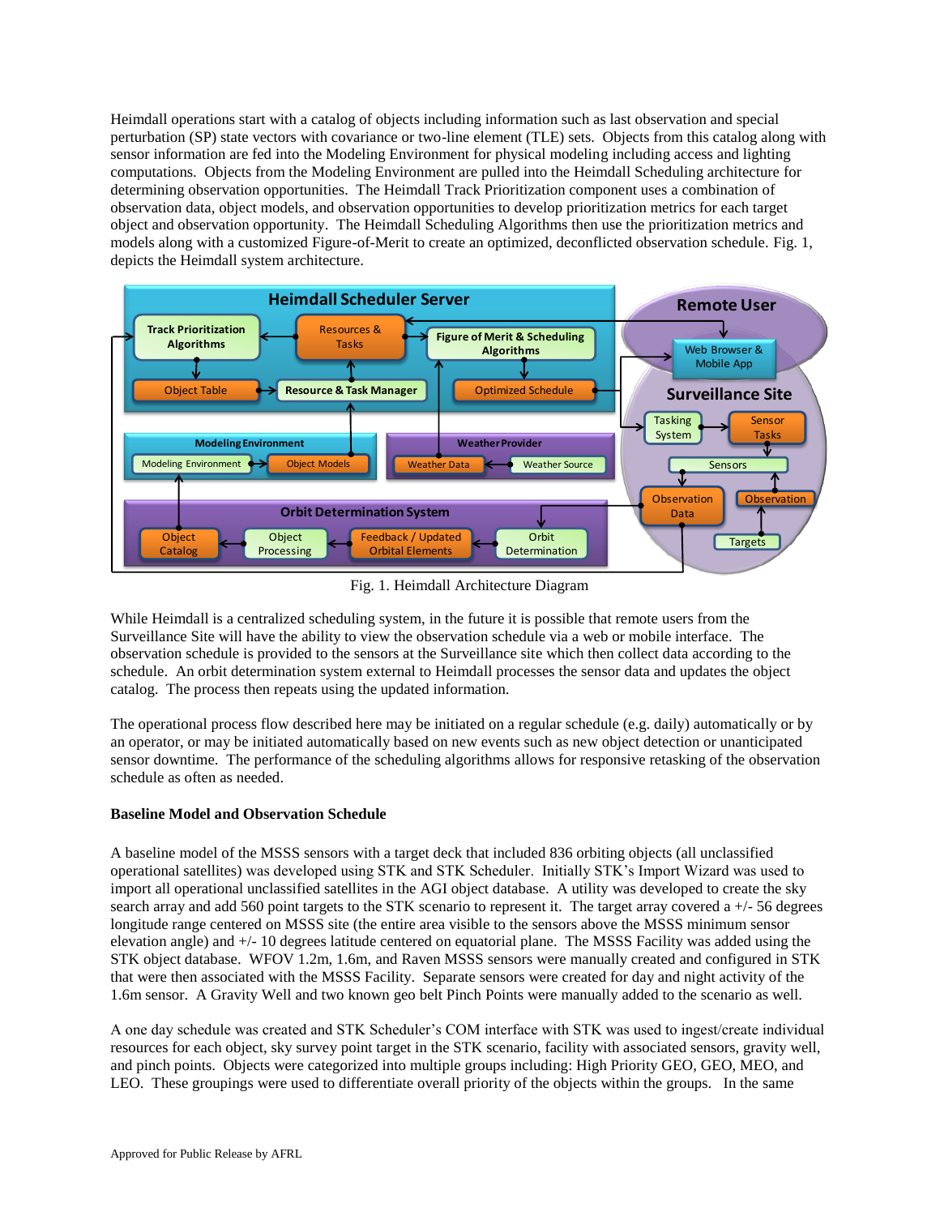Heimdall operations start with a catalog of objects including information such as last observation and special perturbation (SP) state vectors with covariance or two-line element (TLE) sets. Objects from this catalog along with sensor information are fed into the Modeling Environment for physical modeling including access and lighting computations. Objects from the Modeling Environment are pulled into the Heimdall Scheduling architecture for determining observation opportunities. The Heimdall Track Prioritization component uses a combination of observation data, object models, and observation opportunities to develop prioritization metrics for each target object and observation opportunity. The Heimdall Scheduling Algorithms then use the prioritization metrics and models along with a customized Figure-of-Merit to create an optimized, deconflicted observation schedule. Fig. 1, depicts the Heimdall system architecture.

Heimdall Scheduler Server
Track Prioritization Algorithms
Resources & Tasks
Figure of Merit & Scheduling Algorithms
Object Table
Resource & Task Manager
Optimized Schedule
Modeling Environment
Modeling Environment
Object Models
Weather Provider
Weather Data
Weather Source
Orbit Determination System
Object Catalog
Object Processing
Feedback / Updated Orbital Elements
Orbit Determination
Remote User
Web Browser & Mobile App
Surveillance Site
Tasking System
Sensor Tasks
Sensors
Observation Data
Observation
Targets

Fig. 1. Heimdall Architecture Diagram

While Heimdall is a centralized scheduling system, in the future it is possible that remote users from the Surveillance Site will have the ability to view the observation schedule via a web or mobile interface. The observation schedule is provided to the sensors at the Surveillance site which then collect data according to the schedule. An orbit determination system external to Heimdall processes the sensor data and updates the object catalog. The process then repeats using the updated information.

The operational process flow described here may be initiated on a regular schedule (e.g. daily) automatically or by an operator, or may be initiated automatically based on new events such as new object detection or unanticipated sensor downtime. The performance of the scheduling algorithms allows for responsive retasking of the observation schedule as often as needed.

**Baseline Model and Observation Schedule**

A baseline model of the MSSS sensors with a target deck that included 836 orbiting objects (all unclassified operational satellites) was developed using STK and STK Scheduler. Initially STK's Import Wizard was used to import all operational unclassified satellites in the AGI object database. A utility was developed to create the sky search array and add 560 point targets to the STK scenario to represent it. The target array covered a +/- 56 degrees longitude range centered on MSSS site (the entire area visible to the sensors above the MSSS minimum sensor elevation angle) and +/- 10 degrees latitude centered on equatorial plane. The MSSS Facility was added using the STK object database. WFOV 1.2m, 1.6m, and Raven MSSS sensors were manually created and configured in STK that were then associated with the MSSS Facility. Separate sensors were created for day and night activity of the 1.6m sensor. A Gravity Well and two known geo belt Pinch Points were manually added to the scenario as well.

A one day schedule was created and STK Scheduler's COM interface with STK was used to ingest/create individual resources for each object, sky survey point target in the STK scenario, facility with associated sensors, gravity well, and pinch points. Objects were categorized into multiple groups including: High Priority GEO, GEO, MEO, and LEO. These groupings were used to differentiate overall priority of the objects within the groups. In the same

Approved for Public Release by AFRL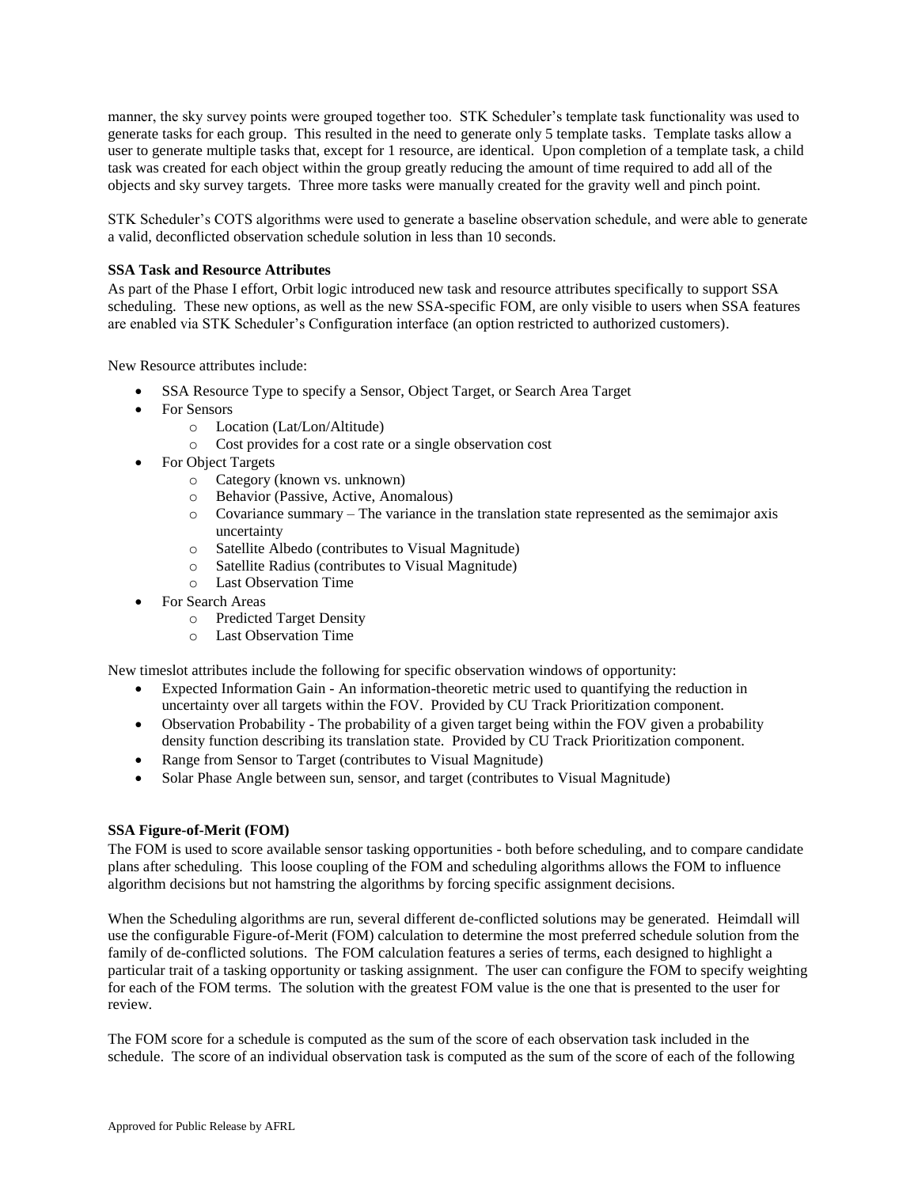manner, the sky survey points were grouped together too. STK Scheduler's template task functionality was used to generate tasks for each group. This resulted in the need to generate only 5 template tasks. Template tasks allow a user to generate multiple tasks that, except for 1 resource, are identical. Upon completion of a template task, a child task was created for each object within the group greatly reducing the amount of time required to add all of the objects and sky survey targets. Three more tasks were manually created for the gravity well and pinch point.

STK Scheduler's COTS algorithms were used to generate a baseline observation schedule, and were able to generate a valid, deconflicted observation schedule solution in less than 10 seconds.

**SSA Task and Resource Attributes**

As part of the Phase I effort, Orbit logic introduced new task and resource attributes specifically to support SSA scheduling. These new options, as well as the new SSA-specific FOM, are only visible to users when SSA features are enabled via STK Scheduler's Configuration interface (an option restricted to authorized customers).

New Resource attributes include:

- SSA Resource Type to specify a Sensor, Object Target, or Search Area Target
- For Sensors
  - Location (Lat/Lon/Altitude)
  - Cost provides for a cost rate or a single observation cost
- For Object Targets
  - Category (known vs. unknown)
  - Behavior (Passive, Active, Anomalous)
  - Covariance summary – The variance in the translation state represented as the semimajor axis uncertainty
  - Satellite Albedo (contributes to Visual Magnitude)
  - Satellite Radius (contributes to Visual Magnitude)
  - Last Observation Time
- For Search Areas
  - Predicted Target Density
  - Last Observation Time

New timeslot attributes include the following for specific observation windows of opportunity:

- Expected Information Gain - An information-theoretic metric used to quantifying the reduction in uncertainty over all targets within the FOV. Provided by CU Track Prioritization component.
- Observation Probability - The probability of a given target being within the FOV given a probability density function describing its translation state. Provided by CU Track Prioritization component.
- Range from Sensor to Target (contributes to Visual Magnitude)
- Solar Phase Angle between sun, sensor, and target (contributes to Visual Magnitude)

**SSA Figure-of-Merit (FOM)**

The FOM is used to score available sensor tasking opportunities - both before scheduling, and to compare candidate plans after scheduling. This loose coupling of the FOM and scheduling algorithms allows the FOM to influence algorithm decisions but not hamstring the algorithms by forcing specific assignment decisions.

When the Scheduling algorithms are run, several different de-conflicted solutions may be generated. Heimdall will use the configurable Figure-of-Merit (FOM) calculation to determine the most preferred schedule solution from the family of de-conflicted solutions. The FOM calculation features a series of terms, each designed to highlight a particular trait of a tasking opportunity or tasking assignment. The user can configure the FOM to specify weighting for each of the FOM terms. The solution with the greatest FOM value is the one that is presented to the user for review.

The FOM score for a schedule is computed as the sum of the score of each observation task included in the schedule. The score of an individual observation task is computed as the sum of the score of each of the following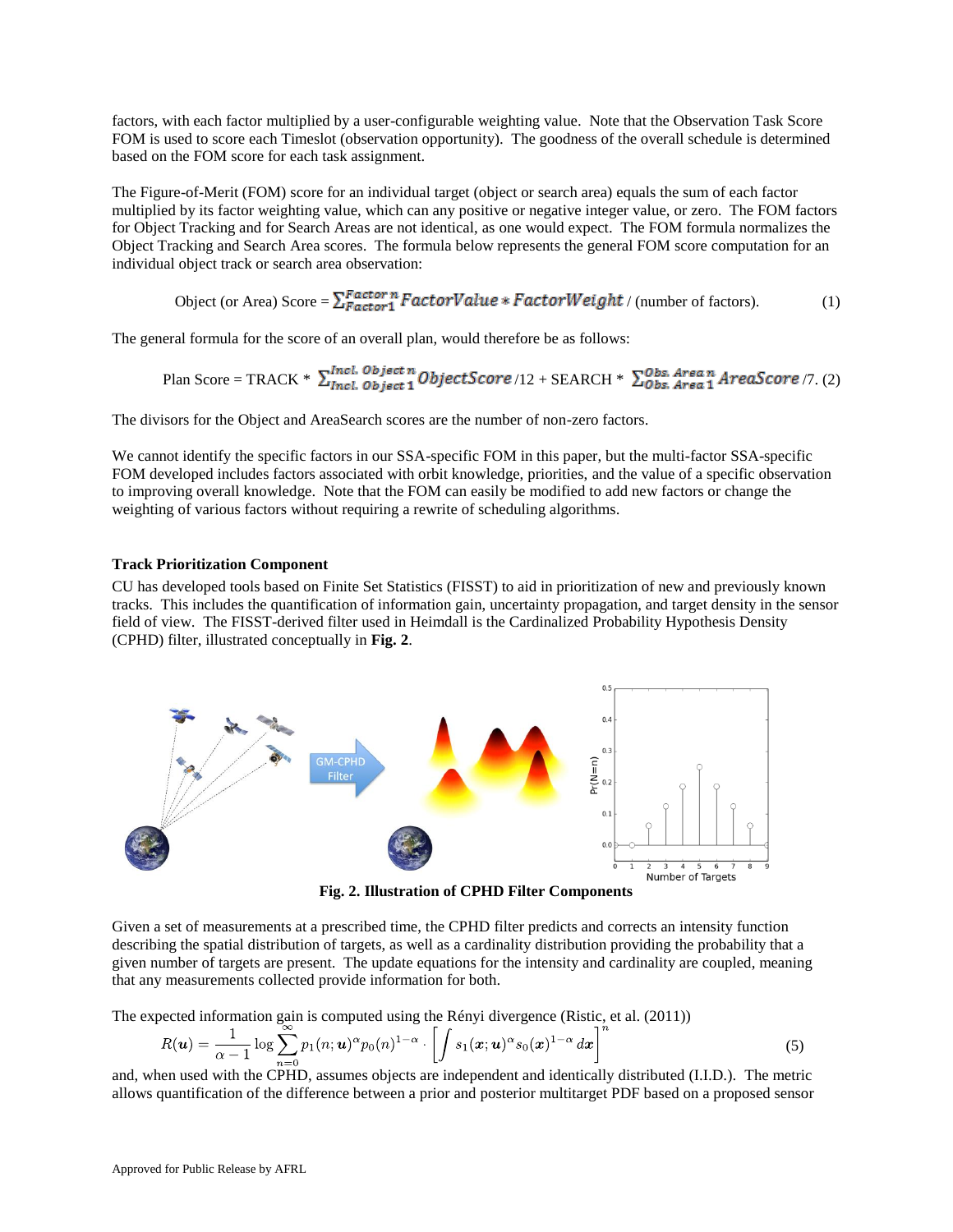factors, with each factor multiplied by a user-configurable weighting value. Note that the Observation Task Score FOM is used to score each Timeslot (observation opportunity). The goodness of the overall schedule is determined based on the FOM score for each task assignment.

The Figure-of-Merit (FOM) score for an individual target (object or search area) equals the sum of each factor multiplied by its factor weighting value, which can any positive or negative integer value, or zero. The FOM factors for Object Tracking and for Search Areas are not identical, as one would expect. The FOM formula normalizes the Object Tracking and Search Area scores. The formula below represents the general FOM score computation for an individual object track or search area observation:

$$\text{Object (or Area) Score} = \sum_{Factor\,1}^{Factor\,n} FactorValue * FactorWeight \,/\, \text{(number of factors)}. \quad (1)$$

The general formula for the score of an overall plan, would therefore be as follows:

$$\text{Plan Score} = \text{TRACK} * \sum_{Incl.\ Object\ 1}^{Incl.\ Object\ n} ObjectScore /12 + \text{SEARCH} * \sum_{Obs.\ Area\ 1}^{Obs.\ Area\ n} AreaScore /7. \quad (2)$$

The divisors for the Object and AreaSearch scores are the number of non-zero factors.

We cannot identify the specific factors in our SSA-specific FOM in this paper, but the multi-factor SSA-specific FOM developed includes factors associated with orbit knowledge, priorities, and the value of a specific observation to improving overall knowledge. Note that the FOM can easily be modified to add new factors or change the weighting of various factors without requiring a rewrite of scheduling algorithms.

**Track Prioritization Component**

CU has developed tools based on Finite Set Statistics (FISST) to aid in prioritization of new and previously known tracks. This includes the quantification of information gain, uncertainty propagation, and target density in the sensor field of view. The FISST-derived filter used in Heimdall is the Cardinalized Probability Hypothesis Density (CPHD) filter, illustrated conceptually in **Fig. 2**.

GM-CPHD Filter

Pr(N=n)

0.5
0.4
0.3
0.2
0.1
0.0

0 1 2 3 4 5 6 7 8 9

Number of Targets

**Fig. 2. Illustration of CPHD Filter Components**

Given a set of measurements at a prescribed time, the CPHD filter predicts and corrects an intensity function describing the spatial distribution of targets, as well as a cardinality distribution providing the probability that a given number of targets are present. The update equations for the intensity and cardinality are coupled, meaning that any measurements collected provide information for both.

The expected information gain is computed using the Rényi divergence (Ristic, et al. (2011))

$$R(\boldsymbol{u}) = \frac{1}{\alpha - 1} \log \sum_{n=0}^{\infty} p_1(n;\boldsymbol{u})^{\alpha} p_0(n)^{1-\alpha} \cdot \left[ \int s_1(\boldsymbol{x};\boldsymbol{u})^{\alpha} s_0(\boldsymbol{x})^{1-\alpha}\, d\boldsymbol{x} \right]^n \quad (5)$$

and, when used with the CPHD, assumes objects are independent and identically distributed (I.I.D.). The metric allows quantification of the difference between a prior and posterior multitarget PDF based on a proposed sensor

Approved for Public Release by AFRL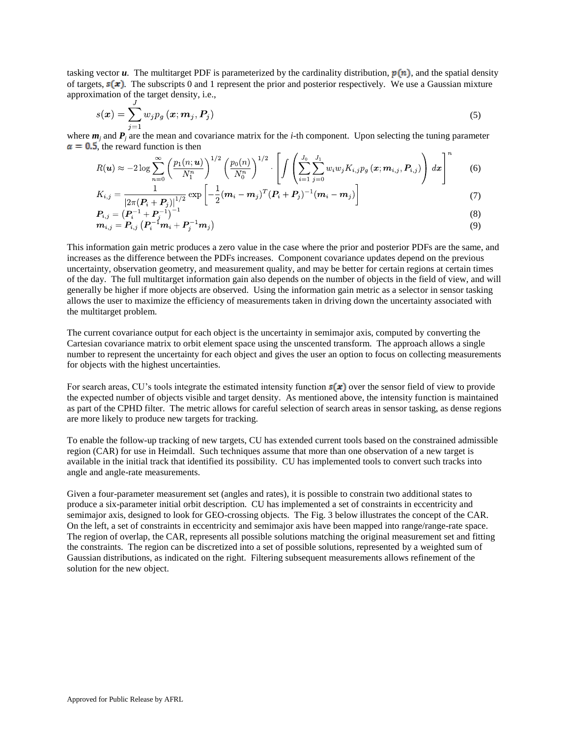tasking vector $\boldsymbol{u}$. The multitarget PDF is parameterized by the cardinality distribution, $p(n)$, and the spatial density of targets, $s(\boldsymbol{x})$. The subscripts 0 and 1 represent the prior and posterior respectively. We use a Gaussian mixture approximation of the target density, i.e.,

$$s(\boldsymbol{x}) = \sum_{j=1}^{J} w_j p_g\left(\boldsymbol{x}; \boldsymbol{m}_j, \boldsymbol{P}_j\right) \tag{5}$$

where $\boldsymbol{m}_j$ and $\boldsymbol{P}_j$ are the mean and covariance matrix for the *i*-th component. Upon selecting the tuning parameter $\alpha = 0.5$, the reward function is then

$$R(\boldsymbol{u}) \approx -2 \log \sum_{n=0}^{\infty} \left(\frac{p_1(n; \boldsymbol{u})}{N_1^n}\right)^{1/2} \left(\frac{p_0(n)}{N_0^n}\right)^{1/2} \cdot \left[\int \left(\sum_{i=1}^{J_0} \sum_{j=0}^{J_1} w_i w_j K_{i,j} p_g\left(\boldsymbol{x}; \boldsymbol{m}_{i,j}, \boldsymbol{P}_{i,j}\right)\right) d\boldsymbol{x}\right]^n \tag{6}$$

$$K_{i,j} = \frac{1}{\left|2\pi(\boldsymbol{P}_i + \boldsymbol{P}_j)\right|^{1/2}} \exp\left[-\frac{1}{2}(\boldsymbol{m}_i - \boldsymbol{m}_j)^T (\boldsymbol{P}_i + \boldsymbol{P}_j)^{-1} (\boldsymbol{m}_i - \boldsymbol{m}_j)\right] \tag{7}$$

$$\boldsymbol{P}_{i,j} = \left(\boldsymbol{P}_i^{-1} + \boldsymbol{P}_j^{-1}\right)^{-1} \tag{8}$$

$$\boldsymbol{m}_{i,j} = \boldsymbol{P}_{i,j}\left(\boldsymbol{P}_i^{-1}\boldsymbol{m}_i + \boldsymbol{P}_j^{-1}\boldsymbol{m}_j\right) \tag{9}$$

This information gain metric produces a zero value in the case where the prior and posterior PDFs are the same, and increases as the difference between the PDFs increases. Component covariance updates depend on the previous uncertainty, observation geometry, and measurement quality, and may be better for certain regions at certain times of the day. The full multitarget information gain also depends on the number of objects in the field of view, and will generally be higher if more objects are observed. Using the information gain metric as a selector in sensor tasking allows the user to maximize the efficiency of measurements taken in driving down the uncertainty associated with the multitarget problem.

The current covariance output for each object is the uncertainty in semimajor axis, computed by converting the Cartesian covariance matrix to orbit element space using the unscented transform. The approach allows a single number to represent the uncertainty for each object and gives the user an option to focus on collecting measurements for objects with the highest uncertainties.

For search areas, CU's tools integrate the estimated intensity function $s(\boldsymbol{x})$ over the sensor field of view to provide the expected number of objects visible and target density. As mentioned above, the intensity function is maintained as part of the CPHD filter. The metric allows for careful selection of search areas in sensor tasking, as dense regions are more likely to produce new targets for tracking.

To enable the follow-up tracking of new targets, CU has extended current tools based on the constrained admissible region (CAR) for use in Heimdall. Such techniques assume that more than one observation of a new target is available in the initial track that identified its possibility. CU has implemented tools to convert such tracks into angle and angle-rate measurements.

Given a four-parameter measurement set (angles and rates), it is possible to constrain two additional states to produce a six-parameter initial orbit description. CU has implemented a set of constraints in eccentricity and semimajor axis, designed to look for GEO-crossing objects. The Fig. 3 below illustrates the concept of the CAR. On the left, a set of constraints in eccentricity and semimajor axis have been mapped into range/range-rate space. The region of overlap, the CAR, represents all possible solutions matching the original measurement set and fitting the constraints. The region can be discretized into a set of possible solutions, represented by a weighted sum of Gaussian distributions, as indicated on the right. Filtering subsequent measurements allows refinement of the solution for the new object.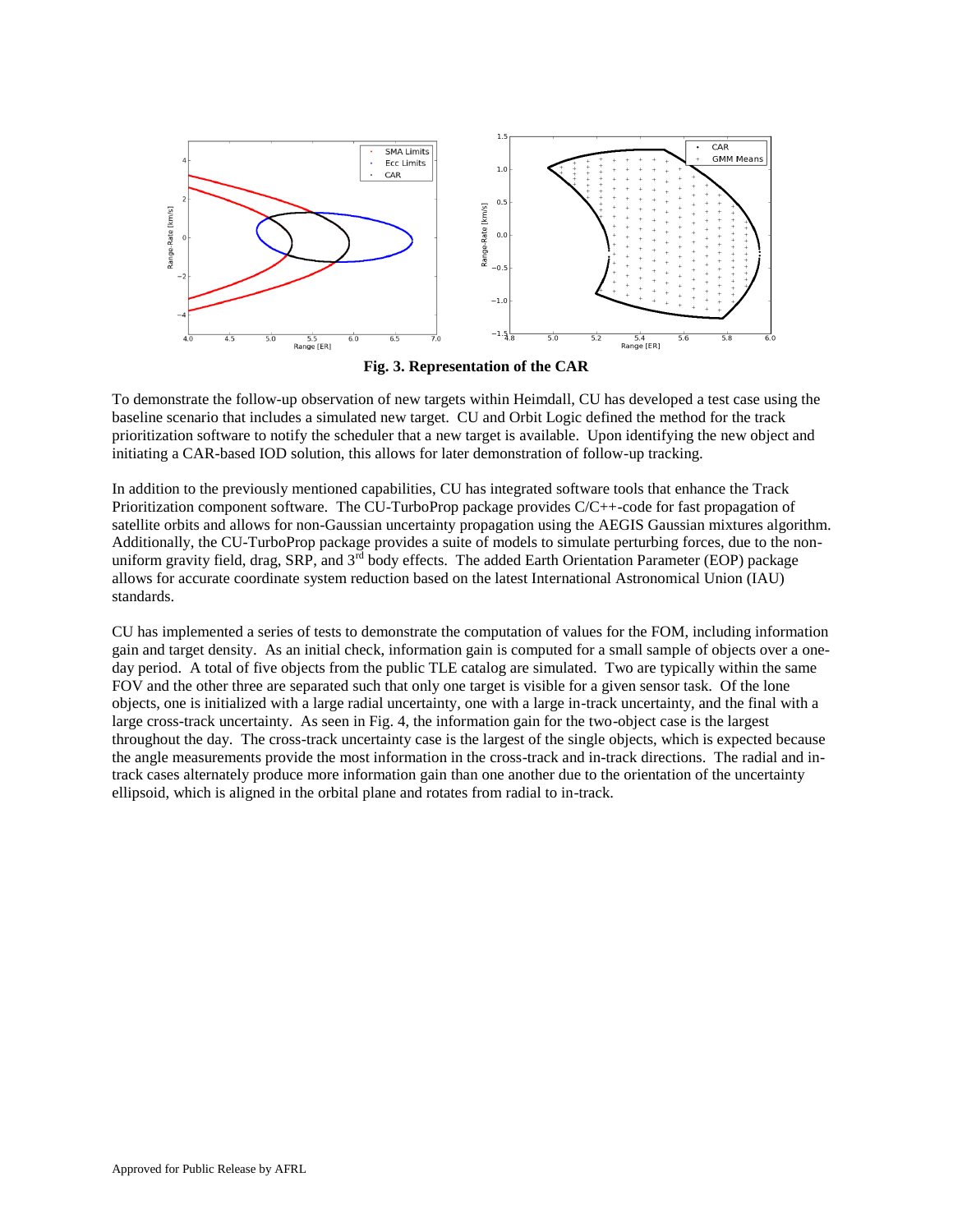SMA Limits
Ecc Limits
CAR
Range-Rate [km/s]
Range [ER]
4.0 4.5 5.0 5.5 6.0 6.5 7.0
−4 −2 0 2 4

CAR
GMM Means
Range-Rate [km/s]
Range [ER]
4.8 5.0 5.2 5.4 5.6 5.8 6.0
−1.5 −1.0 −0.5 0.0 0.5 1.0 1.5

**Fig. 3. Representation of the CAR**

To demonstrate the follow-up observation of new targets within Heimdall, CU has developed a test case using the baseline scenario that includes a simulated new target. CU and Orbit Logic defined the method for the track prioritization software to notify the scheduler that a new target is available. Upon identifying the new object and initiating a CAR-based IOD solution, this allows for later demonstration of follow-up tracking.

In addition to the previously mentioned capabilities, CU has integrated software tools that enhance the Track Prioritization component software. The CU-TurboProp package provides C/C++-code for fast propagation of satellite orbits and allows for non-Gaussian uncertainty propagation using the AEGIS Gaussian mixtures algorithm. Additionally, the CU-TurboProp package provides a suite of models to simulate perturbing forces, due to the non-uniform gravity field, drag, SRP, and 3rd body effects. The added Earth Orientation Parameter (EOP) package allows for accurate coordinate system reduction based on the latest International Astronomical Union (IAU) standards.

CU has implemented a series of tests to demonstrate the computation of values for the FOM, including information gain and target density. As an initial check, information gain is computed for a small sample of objects over a one-day period. A total of five objects from the public TLE catalog are simulated. Two are typically within the same FOV and the other three are separated such that only one target is visible for a given sensor task. Of the lone objects, one is initialized with a large radial uncertainty, one with a large in-track uncertainty, and the final with a large cross-track uncertainty. As seen in Fig. 4, the information gain for the two-object case is the largest throughout the day. The cross-track uncertainty case is the largest of the single objects, which is expected because the angle measurements provide the most information in the cross-track and in-track directions. The radial and in-track cases alternately produce more information gain than one another due to the orientation of the uncertainty ellipsoid, which is aligned in the orbital plane and rotates from radial to in-track.

Approved for Public Release by AFRL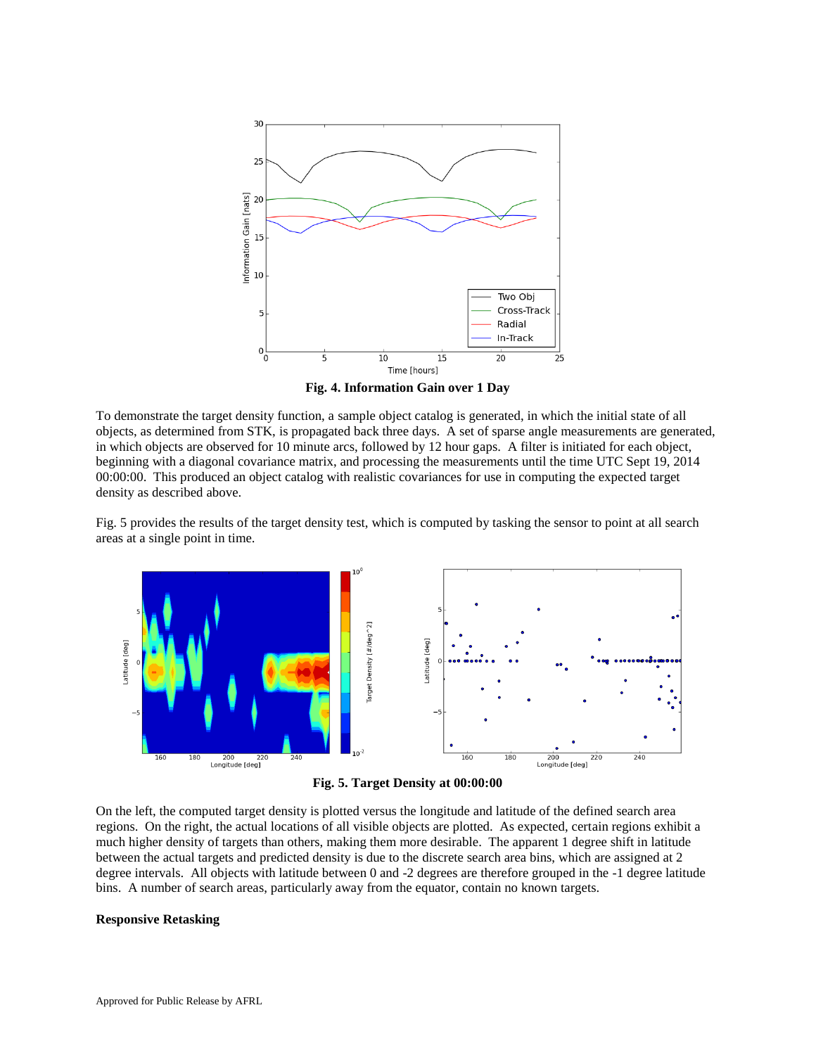30
25
20
15
10
5
0
Information Gain [nats]
0
5
10
15
20
25
Time [hours]
Two Obj
Cross-Track
Radial
In-Track

**Fig. 4. Information Gain over 1 Day**

To demonstrate the target density function, a sample object catalog is generated, in which the initial state of all objects, as determined from STK, is propagated back three days. A set of sparse angle measurements are generated, in which objects are observed for 10 minute arcs, followed by 12 hour gaps. A filter is initiated for each object, beginning with a diagonal covariance matrix, and processing the measurements until the time UTC Sept 19, 2014 00:00:00. This produced an object catalog with realistic covariances for use in computing the expected target density as described above.

Fig. 5 provides the results of the target density test, which is computed by tasking the sensor to point at all search areas at a single point in time.

Latitude [deg]
5
0
−5
160
180
200
220
240
Longitude [deg]
$10^{0}$
Target Density [#/deg^2]
$10^{-2}$

Latitude [deg]
5
0
−5
160
180
200
220
240
Longitude [deg]

**Fig. 5. Target Density at 00:00:00**

On the left, the computed target density is plotted versus the longitude and latitude of the defined search area regions. On the right, the actual locations of all visible objects are plotted. As expected, certain regions exhibit a much higher density of targets than others, making them more desirable. The apparent 1 degree shift in latitude between the actual targets and predicted density is due to the discrete search area bins, which are assigned at 2 degree intervals. All objects with latitude between 0 and -2 degrees are therefore grouped in the -1 degree latitude bins. A number of search areas, particularly away from the equator, contain no known targets.

**Responsive Retasking**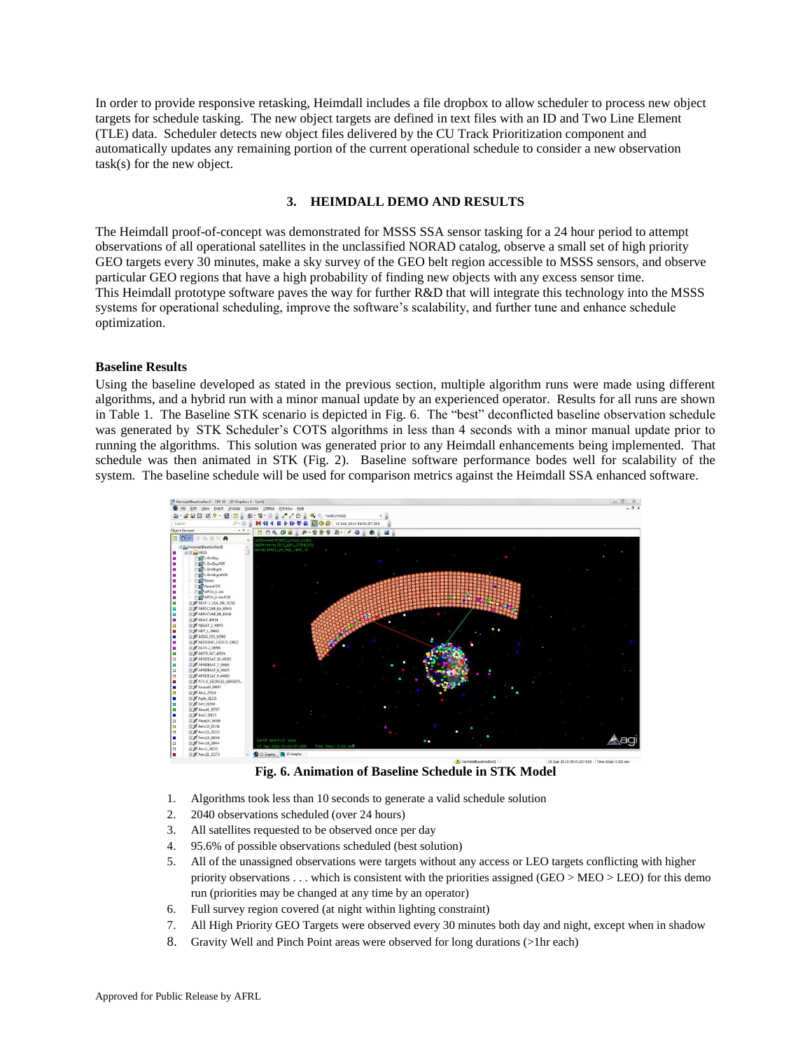In order to provide responsive retasking, Heimdall includes a file dropbox to allow scheduler to process new object targets for schedule tasking. The new object targets are defined in text files with an ID and Two Line Element (TLE) data. Scheduler detects new object files delivered by the CU Track Prioritization component and automatically updates any remaining portion of the current operational schedule to consider a new observation task(s) for the new object.

## 3. HEIMDALL DEMO AND RESULTS

The Heimdall proof-of-concept was demonstrated for MSSS SSA sensor tasking for a 24 hour period to attempt observations of all operational satellites in the unclassified NORAD catalog, observe a small set of high priority GEO targets every 30 minutes, make a sky survey of the GEO belt region accessible to MSSS sensors, and observe particular GEO regions that have a high probability of finding new objects with any excess sensor time.
This Heimdall prototype software paves the way for further R&D that will integrate this technology into the MSSS systems for operational scheduling, improve the software's scalability, and further tune and enhance schedule optimization.

### Baseline Results

Using the baseline developed as stated in the previous section, multiple algorithm runs were made using different algorithms, and a hybrid run with a minor manual update by an experienced operator. Results for all runs are shown in Table 1. The Baseline STK scenario is depicted in Fig. 6. The "best" deconflicted baseline observation schedule was generated by STK Scheduler's COTS algorithms in less than 4 seconds with a minor manual update prior to running the algorithms. This solution was generated prior to any Heimdall enhancements being implemented. That schedule was then animated in STK (Fig. 2). Baseline software performance bodes well for scalability of the system. The baseline schedule will be used for comparison metrics against the Heimdall SSA enhanced software.

**Fig. 6. Animation of Baseline Schedule in STK Model**

1. Algorithms took less than 10 seconds to generate a valid schedule solution
2. 2040 observations scheduled (over 24 hours)
3. All satellites requested to be observed once per day
4. 95.6% of possible observations scheduled (best solution)
5. All of the unassigned observations were targets without any access or LEO targets conflicting with higher priority observations . . . which is consistent with the priorities assigned (GEO > MEO > LEO) for this demo run (priorities may be changed at any time by an operator)
6. Full survey region covered (at night within lighting constraint)
7. All High Priority GEO Targets were observed every 30 minutes both day and night, except when in shadow
8. Gravity Well and Pinch Point areas were observed for long durations (>1hr each)

Approved for Public Release by AFRL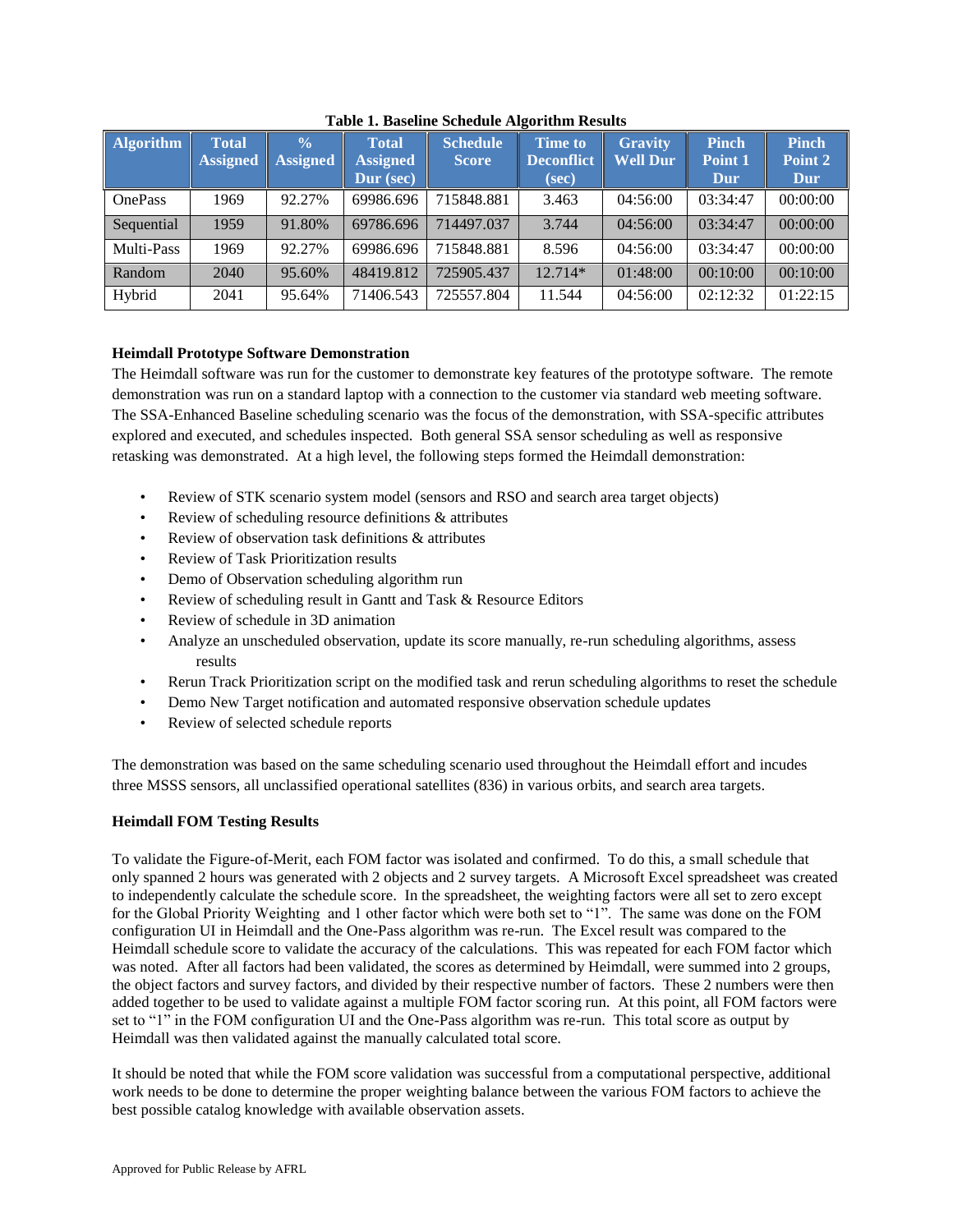**Table 1. Baseline Schedule Algorithm Results**

| Algorithm | Total Assigned | % Assigned | Total Assigned Dur (sec) | Schedule Score | Time to Deconflict (sec) | Gravity Well Dur | Pinch Point 1 Dur | Pinch Point 2 Dur |
|---|---|---|---|---|---|---|---|---|
| OnePass | 1969 | 92.27% | 69986.696 | 715848.881 | 3.463 | 04:56:00 | 03:34:47 | 00:00:00 |
| Sequential | 1959 | 91.80% | 69786.696 | 714497.037 | 3.744 | 04:56:00 | 03:34:47 | 00:00:00 |
| Multi-Pass | 1969 | 92.27% | 69986.696 | 715848.881 | 8.596 | 04:56:00 | 03:34:47 | 00:00:00 |
| Random | 2040 | 95.60% | 48419.812 | 725905.437 | 12.714* | 01:48:00 | 00:10:00 | 00:10:00 |
| Hybrid | 2041 | 95.64% | 71406.543 | 725557.804 | 11.544 | 04:56:00 | 02:12:32 | 01:22:15 |

**Heimdall Prototype Software Demonstration**

The Heimdall software was run for the customer to demonstrate key features of the prototype software. The remote demonstration was run on a standard laptop with a connection to the customer via standard web meeting software. The SSA-Enhanced Baseline scheduling scenario was the focus of the demonstration, with SSA-specific attributes explored and executed, and schedules inspected. Both general SSA sensor scheduling as well as responsive retasking was demonstrated. At a high level, the following steps formed the Heimdall demonstration:

- Review of STK scenario system model (sensors and RSO and search area target objects)
- Review of scheduling resource definitions & attributes
- Review of observation task definitions & attributes
- Review of Task Prioritization results
- Demo of Observation scheduling algorithm run
- Review of scheduling result in Gantt and Task & Resource Editors
- Review of schedule in 3D animation
- Analyze an unscheduled observation, update its score manually, re-run scheduling algorithms, assess results
- Rerun Track Prioritization script on the modified task and rerun scheduling algorithms to reset the schedule
- Demo New Target notification and automated responsive observation schedule updates
- Review of selected schedule reports

The demonstration was based on the same scheduling scenario used throughout the Heimdall effort and incudes three MSSS sensors, all unclassified operational satellites (836) in various orbits, and search area targets.

**Heimdall FOM Testing Results**

To validate the Figure-of-Merit, each FOM factor was isolated and confirmed. To do this, a small schedule that only spanned 2 hours was generated with 2 objects and 2 survey targets. A Microsoft Excel spreadsheet was created to independently calculate the schedule score. In the spreadsheet, the weighting factors were all set to zero except for the Global Priority Weighting and 1 other factor which were both set to "1". The same was done on the FOM configuration UI in Heimdall and the One-Pass algorithm was re-run. The Excel result was compared to the Heimdall schedule score to validate the accuracy of the calculations. This was repeated for each FOM factor which was noted. After all factors had been validated, the scores as determined by Heimdall, were summed into 2 groups, the object factors and survey factors, and divided by their respective number of factors. These 2 numbers were then added together to be used to validate against a multiple FOM factor scoring run. At this point, all FOM factors were set to "1" in the FOM configuration UI and the One-Pass algorithm was re-run. This total score as output by Heimdall was then validated against the manually calculated total score.

It should be noted that while the FOM score validation was successful from a computational perspective, additional work needs to be done to determine the proper weighting balance between the various FOM factors to achieve the best possible catalog knowledge with available observation assets.

Approved for Public Release by AFRL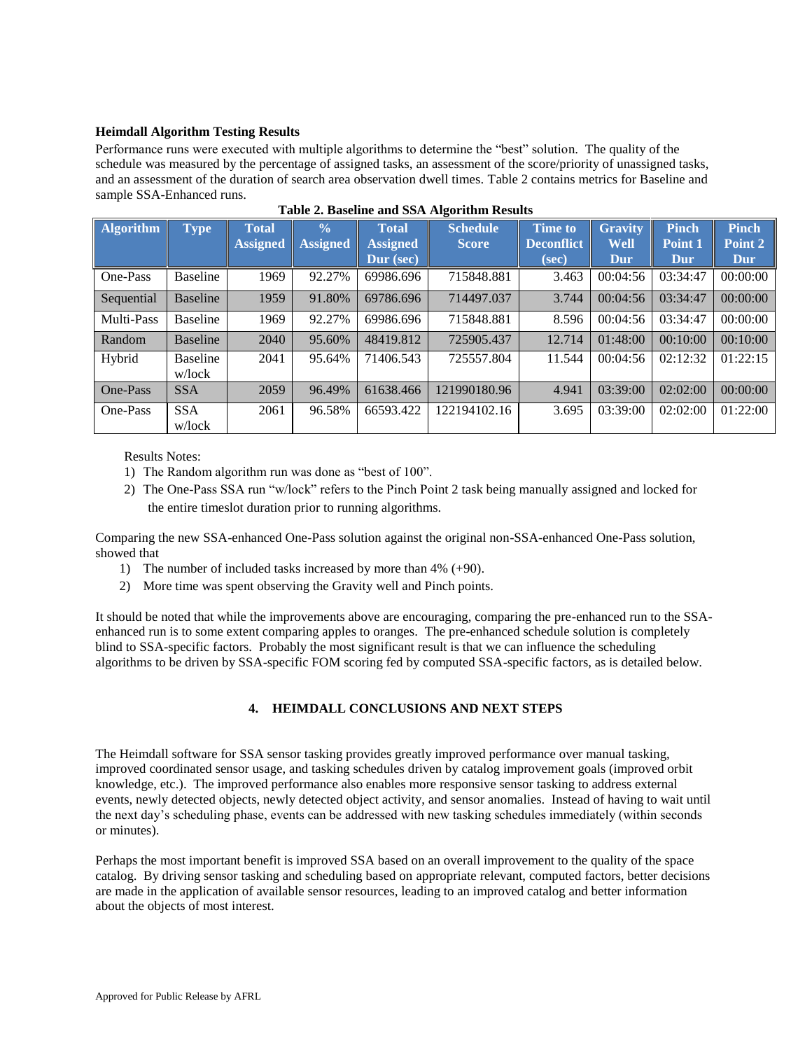**Heimdall Algorithm Testing Results**

Performance runs were executed with multiple algorithms to determine the "best" solution. The quality of the schedule was measured by the percentage of assigned tasks, an assessment of the score/priority of unassigned tasks, and an assessment of the duration of search area observation dwell times. Table 2 contains metrics for Baseline and sample SSA-Enhanced runs.

**Table 2. Baseline and SSA Algorithm Results**

| Algorithm | Type | Total Assigned | % Assigned | Total Assigned Dur (sec) | Schedule Score | Time to Deconflict (sec) | Gravity Well Dur | Pinch Point 1 Dur | Pinch Point 2 Dur |
|---|---|---|---|---|---|---|---|---|---|
| One-Pass | Baseline | 1969 | 92.27% | 69986.696 | 715848.881 | 3.463 | 00:04:56 | 03:34:47 | 00:00:00 |
| Sequential | Baseline | 1959 | 91.80% | 69786.696 | 714497.037 | 3.744 | 00:04:56 | 03:34:47 | 00:00:00 |
| Multi-Pass | Baseline | 1969 | 92.27% | 69986.696 | 715848.881 | 8.596 | 00:04:56 | 03:34:47 | 00:00:00 |
| Random | Baseline | 2040 | 95.60% | 48419.812 | 725905.437 | 12.714 | 01:48:00 | 00:10:00 | 00:10:00 |
| Hybrid | Baseline w/lock | 2041 | 95.64% | 71406.543 | 725557.804 | 11.544 | 00:04:56 | 02:12:32 | 01:22:15 |
| One-Pass | SSA | 2059 | 96.49% | 61638.466 | 121990180.96 | 4.941 | 03:39:00 | 02:02:00 | 00:00:00 |
| One-Pass | SSA w/lock | 2061 | 96.58% | 66593.422 | 122194102.16 | 3.695 | 03:39:00 | 02:02:00 | 01:22:00 |

Results Notes:

1) The Random algorithm run was done as "best of 100".
2) The One-Pass SSA run "w/lock" refers to the Pinch Point 2 task being manually assigned and locked for the entire timeslot duration prior to running algorithms.

Comparing the new SSA-enhanced One-Pass solution against the original non-SSA-enhanced One-Pass solution, showed that

1) The number of included tasks increased by more than 4% (+90).
2) More time was spent observing the Gravity well and Pinch points.

It should be noted that while the improvements above are encouraging, comparing the pre-enhanced run to the SSA-enhanced run is to some extent comparing apples to oranges. The pre-enhanced schedule solution is completely blind to SSA-specific factors. Probably the most significant result is that we can influence the scheduling algorithms to be driven by SSA-specific FOM scoring fed by computed SSA-specific factors, as is detailed below.

## 4. HEIMDALL CONCLUSIONS AND NEXT STEPS

The Heimdall software for SSA sensor tasking provides greatly improved performance over manual tasking, improved coordinated sensor usage, and tasking schedules driven by catalog improvement goals (improved orbit knowledge, etc.). The improved performance also enables more responsive sensor tasking to address external events, newly detected objects, newly detected object activity, and sensor anomalies. Instead of having to wait until the next day's scheduling phase, events can be addressed with new tasking schedules immediately (within seconds or minutes).

Perhaps the most important benefit is improved SSA based on an overall improvement to the quality of the space catalog. By driving sensor tasking and scheduling based on appropriate relevant, computed factors, better decisions are made in the application of available sensor resources, leading to an improved catalog and better information about the objects of most interest.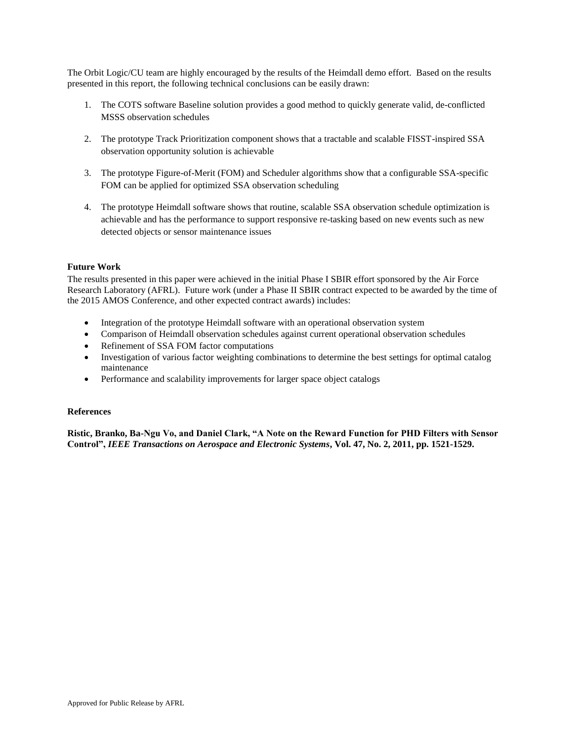The Orbit Logic/CU team are highly encouraged by the results of the Heimdall demo effort. Based on the results presented in this report, the following technical conclusions can be easily drawn:

1. The COTS software Baseline solution provides a good method to quickly generate valid, de-conflicted MSSS observation schedules
2. The prototype Track Prioritization component shows that a tractable and scalable FISST-inspired SSA observation opportunity solution is achievable
3. The prototype Figure-of-Merit (FOM) and Scheduler algorithms show that a configurable SSA-specific FOM can be applied for optimized SSA observation scheduling
4. The prototype Heimdall software shows that routine, scalable SSA observation schedule optimization is achievable and has the performance to support responsive re-tasking based on new events such as new detected objects or sensor maintenance issues

**Future Work**

The results presented in this paper were achieved in the initial Phase I SBIR effort sponsored by the Air Force Research Laboratory (AFRL). Future work (under a Phase II SBIR contract expected to be awarded by the time of the 2015 AMOS Conference, and other expected contract awards) includes:

- Integration of the prototype Heimdall software with an operational observation system
- Comparison of Heimdall observation schedules against current operational observation schedules
- Refinement of SSA FOM factor computations
- Investigation of various factor weighting combinations to determine the best settings for optimal catalog maintenance
- Performance and scalability improvements for larger space object catalogs

**References**

**Ristic, Branko, Ba-Ngu Vo, and Daniel Clark, "A Note on the Reward Function for PHD Filters with Sensor Control",** ***IEEE Transactions on Aerospace and Electronic Systems*****, Vol. 47, No. 2, 2011, pp. 1521-1529.**

Approved for Public Release by AFRL